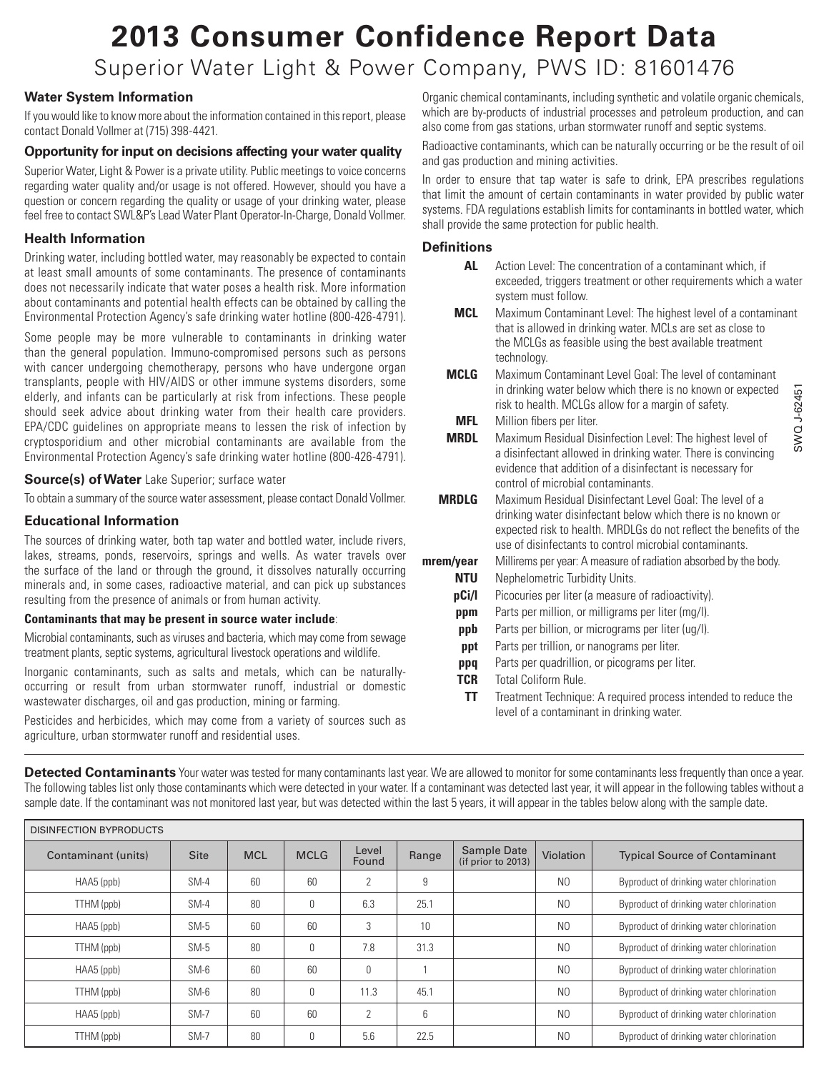# 2013 Consumer Confidence Report Data

Superior Water Light & Power Company, PWS ID: 81601476

### Water System Information

If you would like to know more about the information contained in this report, please contact Donald Vollmer at (715) 398-4421.

### Opportunity for input on decisions affecting your water quality

Superior Water, Light & Power is a private utility. Public meetings to voice concerns regarding water quality and/or usage is not offered. However, should you have a question or concern regarding the quality or usage of your drinking water, please feel free to contact SWL&P's Lead Water Plant Operator-In-Charge, Donald Vollmer.

### Health Information

Drinking water, including bottled water, may reasonably be expected to contain at least small amounts of some contaminants. The presence of contaminants does not necessarily indicate that water poses a health risk. More information about contaminants and potential health effects can be obtained by calling the Environmental Protection Agency's safe drinking water hotline (800-426-4791).

Some people may be more vulnerable to contaminants in drinking water than the general population. Immuno-compromised persons such as persons with cancer undergoing chemotherapy, persons who have undergone organ transplants, people with HIV/AIDS or other immune systems disorders, some elderly, and infants can be particularly at risk from infections. These people should seek advice about drinking water from their health care providers. EPA/CDC guidelines on appropriate means to lessen the risk of infection by cryptosporidium and other microbial contaminants are available from the Environmental Protection Agency's safe drinking water hotline (800-426-4791).

**Source(s) of Water** Lake Superior; surface water

To obtain a summary of the source water assessment, please contact Donald Vollmer.

### Educational Information

The sources of drinking water, both tap water and bottled water, include rivers, lakes, streams, ponds, reservoirs, springs and wells. As water travels over the surface of the land or through the ground, it dissolves naturally occurring minerals and, in some cases, radioactive material, and can pick up substances resulting from the presence of animals or from human activity.

**Contaminants that may be present in source water include**:

Microbial contaminants, such as viruses and bacteria, which may come from sewage treatment plants, septic systems, agricultural livestock operations and wildlife.

Inorganic contaminants, such as salts and metals, which can be naturally-occurring or result from urban stormwater runoff, industrial or domestic wastewater discharges, oil and gas production, mining or farming.

Pesticides and herbicides, which may come from a variety of sources such as agriculture, urban stormwater runoff and residential uses.

Organic chemical contaminants, including synthetic and volatile organic chemicals, which are by-products of industrial processes and petroleum production, and can also come from gas stations, urban stormwater runoff and septic systems.

Radioactive contaminants, which can be naturally occurring or be the result of oil and gas production and mining activities.

In order to ensure that tap water is safe to drink, EPA prescribes regulations that limit the amount of certain contaminants in water provided by public water systems. FDA regulations establish limits for contaminants in bottled water, which shall provide the same protection for public health.

### Definitions

**AL** Action Level: The concentration of a contaminant which, if exceeded, triggers treatment or other requirements which a water system must follow.

**MCL** Maximum Contaminant Level: The highest level of a contaminant that is allowed in drinking water. MCLs are set as close to the MCLGs as feasible using the best available treatment technology.

**MCLG** Maximum Contaminant Level Goal: The level of contaminant in drinking water below which there is no known or expected risk to health. MCLGs allow for a margin of safety.

**MFL** Million fibers per liter.

**MRDL** Maximum Residual Disinfection Level: The highest level of a disinfectant allowed in drinking water. There is convincing evidence that addition of a disinfectant is necessary for control of microbial contaminants.

**MRDLG** Maximum Residual Disinfectant Level Goal: The level of a drinking water disinfectant below which there is no known or expected risk to health. MRDLGs do not reflect the benefits of the use of disinfectants to control microbial contaminants.

**mrem/year** Millirems per year: A measure of radiation absorbed by the body.

**NTU** Nephelometric Turbidity Units.

**pCi/l** Picocuries per liter (a measure of radioactivity).

**ppm** Parts per million, or milligrams per liter (mg/l).

**ppb** Parts per billion, or micrograms per liter (ug/l).

**ppt** Parts per trillion, or nanograms per liter.

**ppq** Parts per quadrillion, or picograms per liter.

**TCR** Total Coliform Rule.

**TT** Treatment Technique: A required process intended to reduce the level of a contaminant in drinking water.

SWQ J-62451

**Detected Contaminants** Your water was tested for many contaminants last year. We are allowed to monitor for some contaminants less frequently than once a year. The following tables list only those contaminants which were detected in your water. If a contaminant was detected last year, it will appear in the following tables without a sample date. If the contaminant was not monitored last year, but was detected within the last 5 years, it will appear in the tables below along with the sample date.

| DISINFECTION BYPRODUCTS | | | | | | | | |
|---|---|---|---|---|---|---|---|---|
| Contaminant (units) | Site | MCL | MCLG | Level Found | Range | Sample Date (if prior to 2013) | Violation | Typical Source of Contaminant |
| HAA5 (ppb) | SM-4 | 60 | 60 | 2 | 9 | | NO | Byproduct of drinking water chlorination |
| TTHM (ppb) | SM-4 | 80 | 0 | 6.3 | 25.1 | | NO | Byproduct of drinking water chlorination |
| HAA5 (ppb) | SM-5 | 60 | 60 | 3 | 10 | | NO | Byproduct of drinking water chlorination |
| TTHM (ppb) | SM-5 | 80 | 0 | 7.8 | 31.3 | | NO | Byproduct of drinking water chlorination |
| HAA5 (ppb) | SM-6 | 60 | 60 | 0 | 1 | | NO | Byproduct of drinking water chlorination |
| TTHM (ppb) | SM-6 | 80 | 0 | 11.3 | 45.1 | | NO | Byproduct of drinking water chlorination |
| HAA5 (ppb) | SM-7 | 60 | 60 | 2 | 6 | | NO | Byproduct of drinking water chlorination |
| TTHM (ppb) | SM-7 | 80 | 0 | 5.6 | 22.5 | | NO | Byproduct of drinking water chlorination |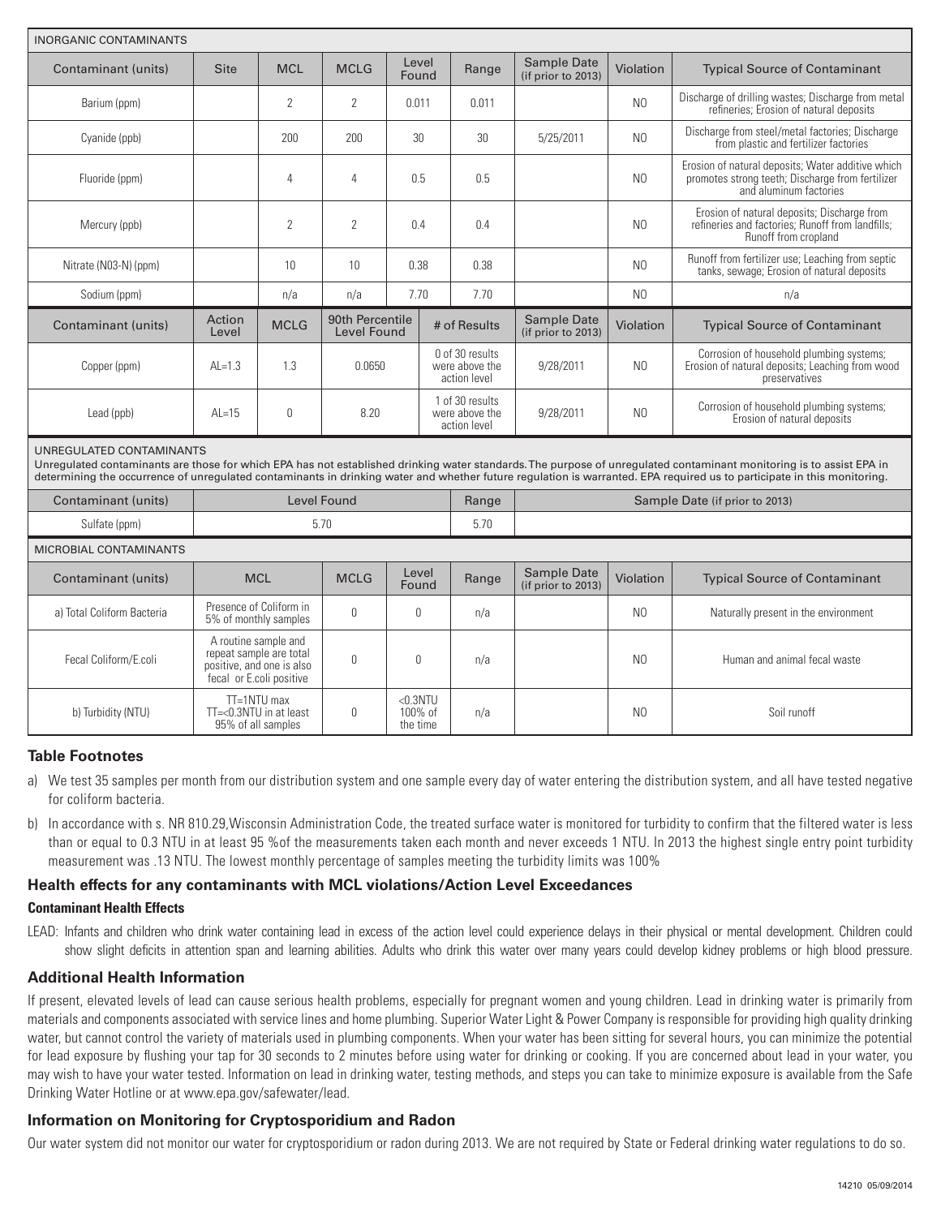| INORGANIC CONTAMINANTS | | | | | | | | |
|---|---|---|---|---|---|---|---|---|
| Contaminant (units) | Site | MCL | MCLG | Level Found | Range | Sample Date (if prior to 2013) | Violation | Typical Source of Contaminant |
| Barium (ppm) | | 2 | 2 | 0.011 | 0.011 | | NO | Discharge of drilling wastes; Discharge from metal refineries; Erosion of natural deposits |
| Cyanide (ppb) | | 200 | 200 | 30 | 30 | 5/25/2011 | NO | Discharge from steel/metal factories; Discharge from plastic and fertilizer factories |
| Fluoride (ppm) | | 4 | 4 | 0.5 | 0.5 | | NO | Erosion of natural deposits; Water additive which promotes strong teeth; Discharge from fertilizer and aluminum factories |
| Mercury (ppb) | | 2 | 2 | 0.4 | 0.4 | | NO | Erosion of natural deposits; Discharge from refineries and factories; Runoff from landfills; Runoff from cropland |
| Nitrate (N03-N) (ppm) | | 10 | 10 | 0.38 | 0.38 | | NO | Runoff from fertilizer use; Leaching from septic tanks, sewage; Erosion of natural deposits |
| Sodium (ppm) | | n/a | n/a | 7.70 | 7.70 | | NO | n/a |

| Contaminant (units) | Action Level | MCLG | 90th Percentile Level Found | # of Results | Sample Date (if prior to 2013) | Violation | Typical Source of Contaminant |
|---|---|---|---|---|---|---|---|
| Copper (ppm) | AL=1.3 | 1.3 | 0.0650 | 0 of 30 results were above the action level | 9/28/2011 | NO | Corrosion of household plumbing systems; Erosion of natural deposits; Leaching from wood preservatives |
| Lead (ppb) | AL=15 | 0 | 8.20 | 1 of 30 results were above the action level | 9/28/2011 | NO | Corrosion of household plumbing systems; Erosion of natural deposits |

UNREGULATED CONTAMINANTS

Unregulated contaminants are those for which EPA has not established drinking water standards. The purpose of unregulated contaminant monitoring is to assist EPA in determining the occurrence of unregulated contaminants in drinking water and whether future regulation is warranted. EPA required us to participate in this monitoring.

| Contaminant (units) | Level Found | Range | Sample Date (if prior to 2013) |
|---|---|---|---|
| Sulfate (ppm) | 5.70 | 5.70 | |

| MICROBIAL CONTAMINANTS | | | | | | | |
|---|---|---|---|---|---|---|---|
| Contaminant (units) | MCL | MCLG | Level Found | Range | Sample Date (if prior to 2013) | Violation | Typical Source of Contaminant |
| a) Total Coliform Bacteria | Presence of Coliform in 5% of monthly samples | 0 | 0 | n/a | | NO | Naturally present in the environment |
| Fecal Coliform/E.coli | A routine sample and repeat sample are total positive, and one is also fecal or E.coli positive | 0 | 0 | n/a | | NO | Human and animal fecal waste |
| b) Turbidity (NTU) | TT=1NTU max TT=<0.3NTU in at least 95% of all samples | 0 | <0.3NTU 100% of the time | n/a | | NO | Soil runoff |

### Table Footnotes

a) We test 35 samples per month from our distribution system and one sample every day of water entering the distribution system, and all have tested negative for coliform bacteria.

b) In accordance with s. NR 810.29,Wisconsin Administration Code, the treated surface water is monitored for turbidity to confirm that the filtered water is less than or equal to 0.3 NTU in at least 95 %of the measurements taken each month and never exceeds 1 NTU. In 2013 the highest single entry point turbidity measurement was .13 NTU. The lowest monthly percentage of samples meeting the turbidity limits was 100%

### Health effects for any contaminants with MCL violations/Action Level Exceedances

#### Contaminant Health Effects

LEAD: Infants and children who drink water containing lead in excess of the action level could experience delays in their physical or mental development. Children could show slight deficits in attention span and learning abilities. Adults who drink this water over many years could develop kidney problems or high blood pressure.

### Additional Health Information

If present, elevated levels of lead can cause serious health problems, especially for pregnant women and young children. Lead in drinking water is primarily from materials and components associated with service lines and home plumbing. Superior Water Light & Power Company is responsible for providing high quality drinking water, but cannot control the variety of materials used in plumbing components. When your water has been sitting for several hours, you can minimize the potential for lead exposure by flushing your tap for 30 seconds to 2 minutes before using water for drinking or cooking. If you are concerned about lead in your water, you may wish to have your water tested. Information on lead in drinking water, testing methods, and steps you can take to minimize exposure is available from the Safe Drinking Water Hotline or at www.epa.gov/safewater/lead.

### Information on Monitoring for Cryptosporidium and Radon

Our water system did not monitor our water for cryptosporidium or radon during 2013. We are not required by State or Federal drinking water regulations to do so.

14210 05/09/2014